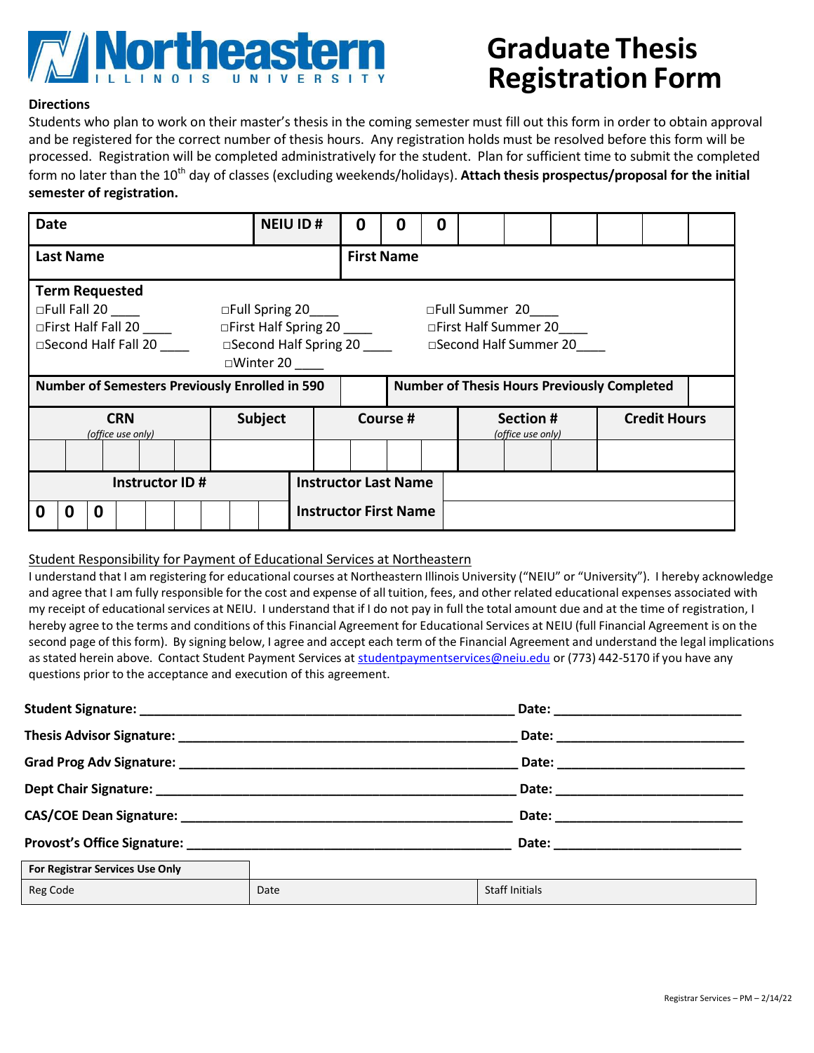# Northeastern Illinois University

# Graduate Thesis Registration Form

**Directions**

Students who plan to work on their master's thesis in the coming semester must fill out this form in order to obtain approval and be registered for the correct number of thesis hours. Any registration holds must be resolved before this form will be processed. Registration will be completed administratively for the student. Plan for sufficient time to submit the completed form no later than the 10th day of classes (excluding weekends/holidays). **Attach thesis prospectus/proposal for the initial semester of registration.**

| **Date** | | **NEIU ID #** | 0 | 0 | 0 | | | | | | |
|---|---|---|---|---|---|---|---|---|---|---|---|
| **Last Name** | | | **First Name** | | | | | | | | |

**Term Requested**

- □Full Fall 20 ____
- □First Half Fall 20 ____
- □Second Half Fall 20 ____
- □Full Spring 20____
- □First Half Spring 20 ____
- □Second Half Spring 20 ____
- □Winter 20 ____
- □Full Summer 20____
- □First Half Summer 20____
- □Second Half Summer 20____

| **Number of Semesters Previously Enrolled in 590** | | **Number of Thesis Hours Previously Completed** | |
|---|---|---|---|

| **CRN** *(office use only)* | **Subject** | **Course #** | **Section #** *(office use only)* | **Credit Hours** |
|---|---|---|---|---|
| | | | | |

| **Instructor ID #** | **Instructor Last Name** | |
|---|---|---|
| 0 0 0 | **Instructor First Name** | |

Student Responsibility for Payment of Educational Services at Northeastern

I understand that I am registering for educational courses at Northeastern Illinois University ("NEIU" or "University"). I hereby acknowledge and agree that I am fully responsible for the cost and expense of all tuition, fees, and other related educational expenses associated with my receipt of educational services at NEIU. I understand that if I do not pay in full the total amount due and at the time of registration, I hereby agree to the terms and conditions of this Financial Agreement for Educational Services at NEIU (full Financial Agreement is on the second page of this form). By signing below, I agree and accept each term of the Financial Agreement and understand the legal implications as stated herein above. Contact Student Payment Services at studentpaymentservices@neiu.edu or (773) 442-5170 if you have any questions prior to the acceptance and execution of this agreement.

**Student Signature:** ____________________________________________ **Date:** ______________________

**Thesis Advisor Signature:** ______________________________________ **Date:** ______________________

**Grad Prog Adv Signature:** ______________________________________ **Date:** ______________________

**Dept Chair Signature:** _________________________________________ **Date:** ______________________

**CAS/COE Dean Signature:** ______________________________________ **Date:** ______________________

**Provost's Office Signature:** ____________________________________ **Date:** ______________________

| **For Registrar Services Use Only** | | |
|---|---|---|
| Reg Code | Date | Staff Initials |

Registrar Services – PM – 2/14/22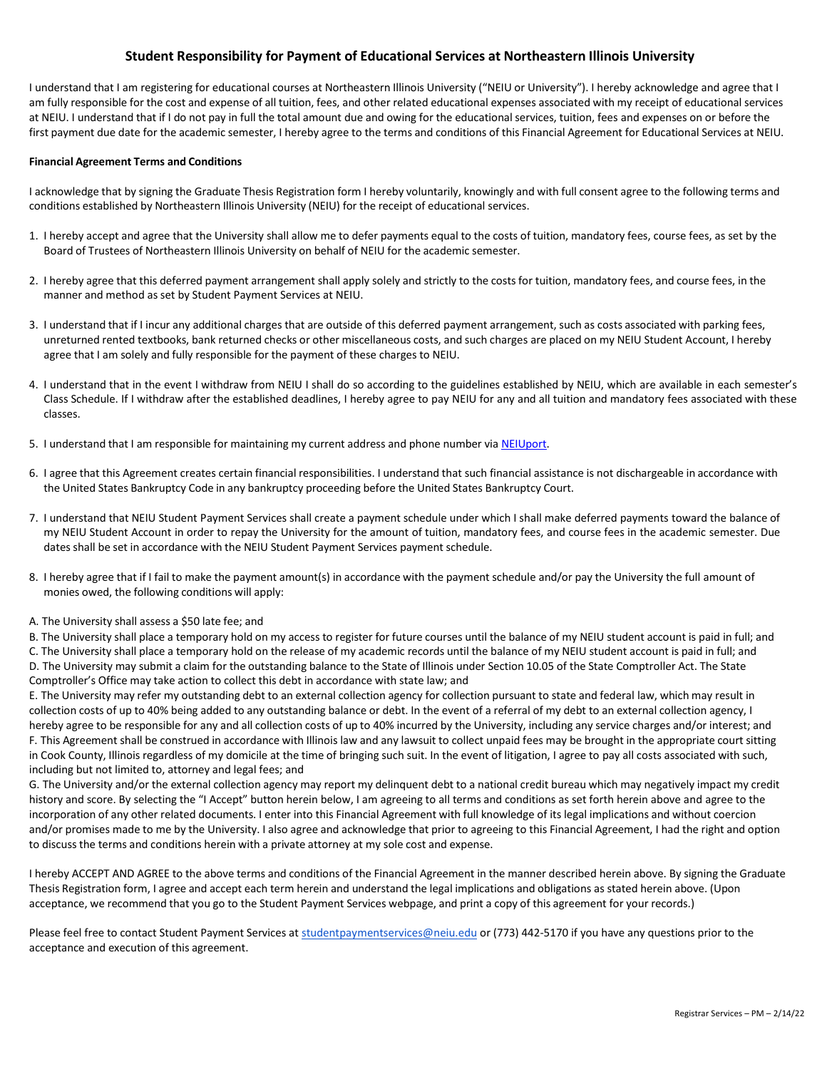## Student Responsibility for Payment of Educational Services at Northeastern Illinois University

I understand that I am registering for educational courses at Northeastern Illinois University ("NEIU or University"). I hereby acknowledge and agree that I am fully responsible for the cost and expense of all tuition, fees, and other related educational expenses associated with my receipt of educational services at NEIU. I understand that if I do not pay in full the total amount due and owing for the educational services, tuition, fees and expenses on or before the first payment due date for the academic semester, I hereby agree to the terms and conditions of this Financial Agreement for Educational Services at NEIU.

**Financial Agreement Terms and Conditions**

I acknowledge that by signing the Graduate Thesis Registration form I hereby voluntarily, knowingly and with full consent agree to the following terms and conditions established by Northeastern Illinois University (NEIU) for the receipt of educational services.

1. I hereby accept and agree that the University shall allow me to defer payments equal to the costs of tuition, mandatory fees, course fees, as set by the Board of Trustees of Northeastern Illinois University on behalf of NEIU for the academic semester.

2. I hereby agree that this deferred payment arrangement shall apply solely and strictly to the costs for tuition, mandatory fees, and course fees, in the manner and method as set by Student Payment Services at NEIU.

3. I understand that if I incur any additional charges that are outside of this deferred payment arrangement, such as costs associated with parking fees, unreturned rented textbooks, bank returned checks or other miscellaneous costs, and such charges are placed on my NEIU Student Account, I hereby agree that I am solely and fully responsible for the payment of these charges to NEIU.

4. I understand that in the event I withdraw from NEIU I shall do so according to the guidelines established by NEIU, which are available in each semester's Class Schedule. If I withdraw after the established deadlines, I hereby agree to pay NEIU for any and all tuition and mandatory fees associated with these classes.

5. I understand that I am responsible for maintaining my current address and phone number via NEIUport.

6. I agree that this Agreement creates certain financial responsibilities. I understand that such financial assistance is not dischargeable in accordance with the United States Bankruptcy Code in any bankruptcy proceeding before the United States Bankruptcy Court.

7. I understand that NEIU Student Payment Services shall create a payment schedule under which I shall make deferred payments toward the balance of my NEIU Student Account in order to repay the University for the amount of tuition, mandatory fees, and course fees in the academic semester. Due dates shall be set in accordance with the NEIU Student Payment Services payment schedule.

8. I hereby agree that if I fail to make the payment amount(s) in accordance with the payment schedule and/or pay the University the full amount of monies owed, the following conditions will apply:

A. The University shall assess a $50 late fee; and
B. The University shall place a temporary hold on my access to register for future courses until the balance of my NEIU student account is paid in full; and
C. The University shall place a temporary hold on the release of my academic records until the balance of my NEIU student account is paid in full; and
D. The University may submit a claim for the outstanding balance to the State of Illinois under Section 10.05 of the State Comptroller Act. The State Comptroller's Office may take action to collect this debt in accordance with state law; and
E. The University may refer my outstanding debt to an external collection agency for collection pursuant to state and federal law, which may result in collection costs of up to 40% being added to any outstanding balance or debt. In the event of a referral of my debt to an external collection agency, I hereby agree to be responsible for any and all collection costs of up to 40% incurred by the University, including any service charges and/or interest; and
F. This Agreement shall be construed in accordance with Illinois law and any lawsuit to collect unpaid fees may be brought in the appropriate court sitting in Cook County, Illinois regardless of my domicile at the time of bringing such suit. In the event of litigation, I agree to pay all costs associated with such, including but not limited to, attorney and legal fees; and
G. The University and/or the external collection agency may report my delinquent debt to a national credit bureau which may negatively impact my credit history and score. By selecting the "I Accept" button herein below, I am agreeing to all terms and conditions as set forth herein above and agree to the incorporation of any other related documents. I enter into this Financial Agreement with full knowledge of its legal implications and without coercion and/or promises made to me by the University. I also agree and acknowledge that prior to agreeing to this Financial Agreement, I had the right and option to discuss the terms and conditions herein with a private attorney at my sole cost and expense.

I hereby ACCEPT AND AGREE to the above terms and conditions of the Financial Agreement in the manner described herein above. By signing the Graduate Thesis Registration form, I agree and accept each term herein and understand the legal implications and obligations as stated herein above. (Upon acceptance, we recommend that you go to the Student Payment Services webpage, and print a copy of this agreement for your records.)

Please feel free to contact Student Payment Services at studentpaymentservices@neiu.edu or (773) 442-5170 if you have any questions prior to the acceptance and execution of this agreement.

Registrar Services – PM – 2/14/22